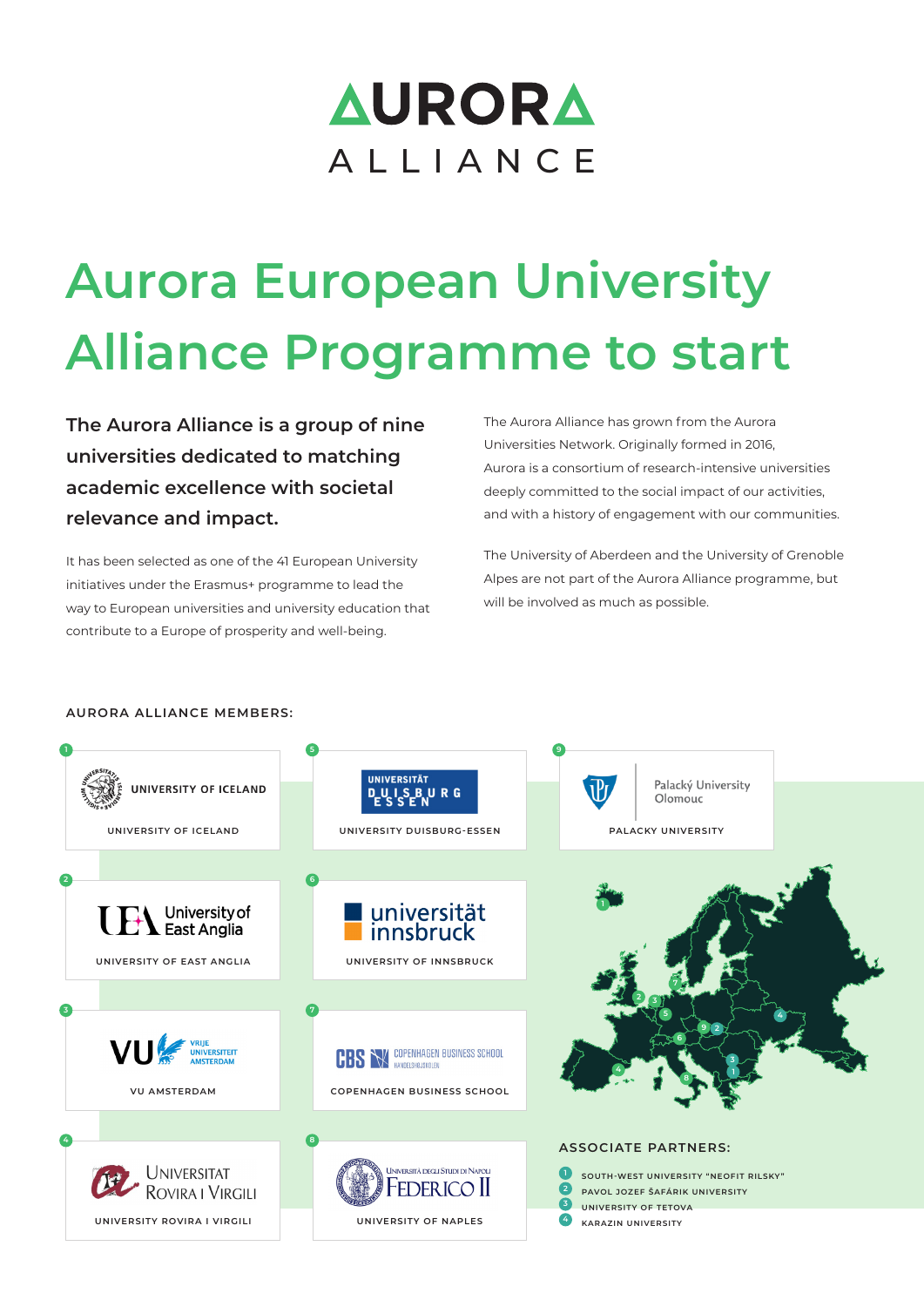# AURORA ALLIANCE

# Aurora European University Alliance Programme to start

**The Aurora Alliance is a group of nine universities dedicated to matching academic excellence with societal relevance and impact.**

It has been selected as one of the 41 European University initiatives under the Erasmus+ programme to lead the way to European universities and university education that contribute to a Europe of prosperity and well-being.

The Aurora Alliance has grown from the Aurora Universities Network. Originally formed in 2016, Aurora is a consortium of research-intensive universities deeply committed to the social impact of our activities, and with a history of engagement with our communities.

The University of Aberdeen and the University of Grenoble Alpes are not part of the Aurora Alliance programme, but will be involved as much as possible.

## AURORA ALLIANCE MEMBERS:

1. University of Iceland
2. University of East Anglia
3. VU Amsterdam
4. University Rovira i Virgili
5. University Duisburg-Essen
6. University of Innsbruck
7. Copenhagen Business School
8. University of Naples
9. Palacky University

## ASSOCIATE PARTNERS:

1. South-West University "Neofit Rilsky"
2. Pavol Jozef Šafárik University
3. University of Tetova
4. Karazin University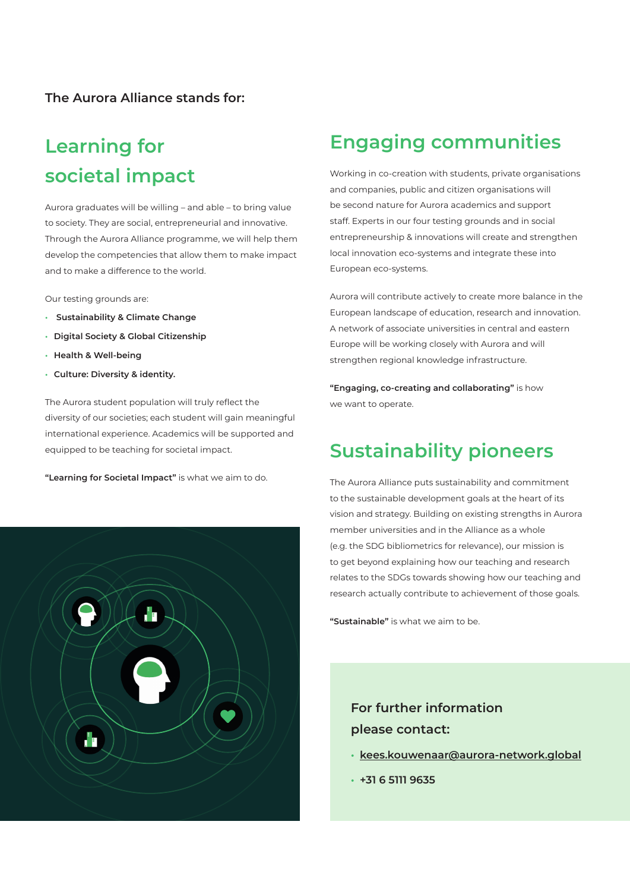The Aurora Alliance stands for:

## Learning for societal impact

Aurora graduates will be willing – and able – to bring value to society. They are social, entrepreneurial and innovative. Through the Aurora Alliance programme, we will help them develop the competencies that allow them to make impact and to make a difference to the world.

Our testing grounds are:

- **Sustainability & Climate Change**
- **Digital Society & Global Citizenship**
- **Health & Well-being**
- **Culture: Diversity & identity.**

The Aurora student population will truly reflect the diversity of our societies; each student will gain meaningful international experience. Academics will be supported and equipped to be teaching for societal impact.

**"Learning for Societal Impact"** is what we aim to do.

## Engaging communities

Working in co-creation with students, private organisations and companies, public and citizen organisations will be second nature for Aurora academics and support staff. Experts in our four testing grounds and in social entrepreneurship & innovations will create and strengthen local innovation eco-systems and integrate these into European eco-systems.

Aurora will contribute actively to create more balance in the European landscape of education, research and innovation. A network of associate universities in central and eastern Europe will be working closely with Aurora and will strengthen regional knowledge infrastructure.

**"Engaging, co-creating and collaborating"** is how we want to operate.

## Sustainability pioneers

The Aurora Alliance puts sustainability and commitment to the sustainable development goals at the heart of its vision and strategy. Building on existing strengths in Aurora member universities and in the Alliance as a whole (e.g. the SDG bibliometrics for relevance), our mission is to get beyond explaining how our teaching and research relates to the SDGs towards showing how our teaching and research actually contribute to achievement of those goals.

**"Sustainable"** is what we aim to be.

### For further information please contact:

- **kees.kouwenaar@aurora-network.global**
- **+31 6 5111 9635**